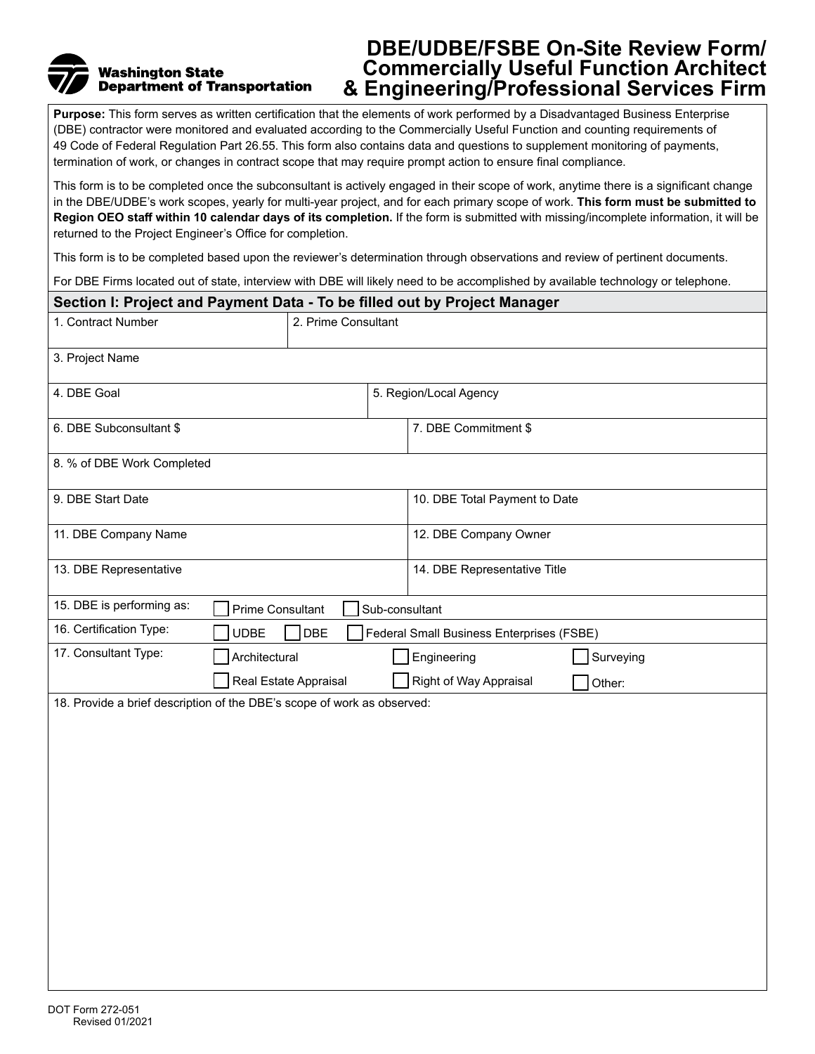# DBE/UDBE/FSBE On-Site Review Form/ Commercially Useful Function Architect & Engineering/Professional Services Firm

Washington State Department of Transportation

**Purpose:** This form serves as written certification that the elements of work performed by a Disadvantaged Business Enterprise (DBE) contractor were monitored and evaluated according to the Commercially Useful Function and counting requirements of 49 Code of Federal Regulation Part 26.55. This form also contains data and questions to supplement monitoring of payments, termination of work, or changes in contract scope that may require prompt action to ensure final compliance.

This form is to be completed once the subconsultant is actively engaged in their scope of work, anytime there is a significant change in the DBE/UDBE's work scopes, yearly for multi-year project, and for each primary scope of work. **This form must be submitted to Region OEO staff within 10 calendar days of its completion.** If the form is submitted with missing/incomplete information, it will be returned to the Project Engineer's Office for completion.

This form is to be completed based upon the reviewer's determination through observations and review of pertinent documents.

For DBE Firms located out of state, interview with DBE will likely need to be accomplished by available technology or telephone.

## Section I: Project and Payment Data - To be filled out by Project Manager

| | |
|---|---|
| 1. Contract Number | 2. Prime Consultant |
| 3. Project Name | |
| 4. DBE Goal | 5. Region/Local Agency |
| 6. DBE Subconsultant $ | 7. DBE Commitment $ |
| 8. % of DBE Work Completed | |
| 9. DBE Start Date | 10. DBE Total Payment to Date |
| 11. DBE Company Name | 12. DBE Company Owner |
| 13. DBE Representative | 14. DBE Representative Title |

15. DBE is performing as: ☐ Prime Consultant ☐ Sub-consultant

16. Certification Type: ☐ UDBE ☐ DBE ☐ Federal Small Business Enterprises (FSBE)

17. Consultant Type: ☐ Architectural ☐ Engineering ☐ Surveying ☐ Real Estate Appraisal ☐ Right of Way Appraisal ☐ Other:

18. Provide a brief description of the DBE's scope of work as observed:

DOT Form 272-051
Revised 01/2021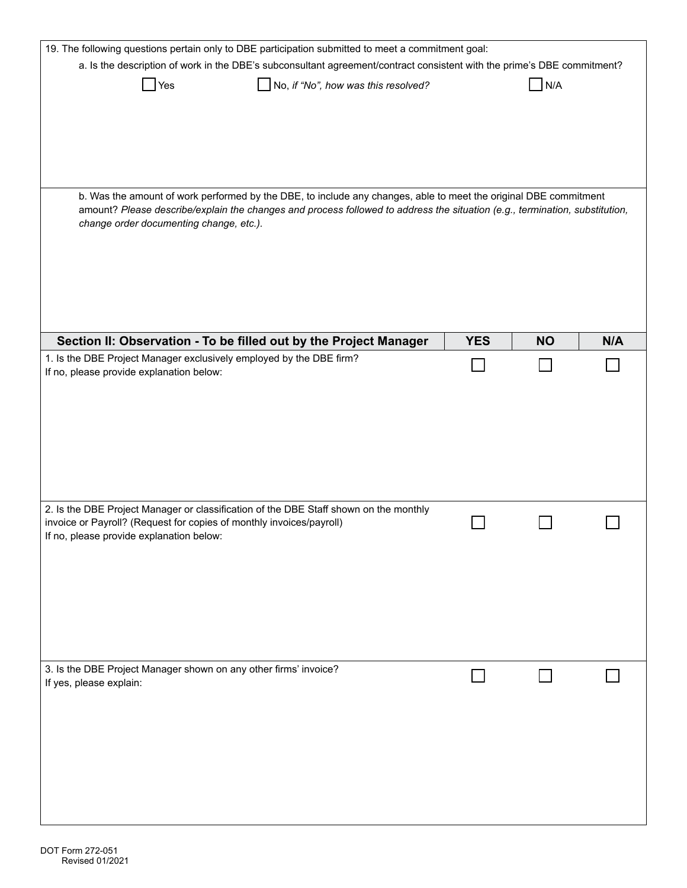19. The following questions pertain only to DBE participation submitted to meet a commitment goal:

a. Is the description of work in the DBE's subconsultant agreement/contract consistent with the prime's DBE commitment?

☐ Yes ☐ No, *if "No", how was this resolved?* ☐ N/A

b. Was the amount of work performed by the DBE, to include any changes, able to meet the original DBE commitment amount? *Please describe/explain the changes and process followed to address the situation (e.g., termination, substitution, change order documenting change, etc.).*

| Section II: Observation - To be filled out by the Project Manager | YES | NO | N/A |
|---|---|---|---|
| 1. Is the DBE Project Manager exclusively employed by the DBE firm? If no, please provide explanation below: | ☐ | ☐ | ☐ |
| 2. Is the DBE Project Manager or classification of the DBE Staff shown on the monthly invoice or Payroll? (Request for copies of monthly invoices/payroll) If no, please provide explanation below: | ☐ | ☐ | ☐ |
| 3. Is the DBE Project Manager shown on any other firms' invoice? If yes, please explain: | ☐ | ☐ | ☐ |

DOT Form 272-051
Revised 01/2021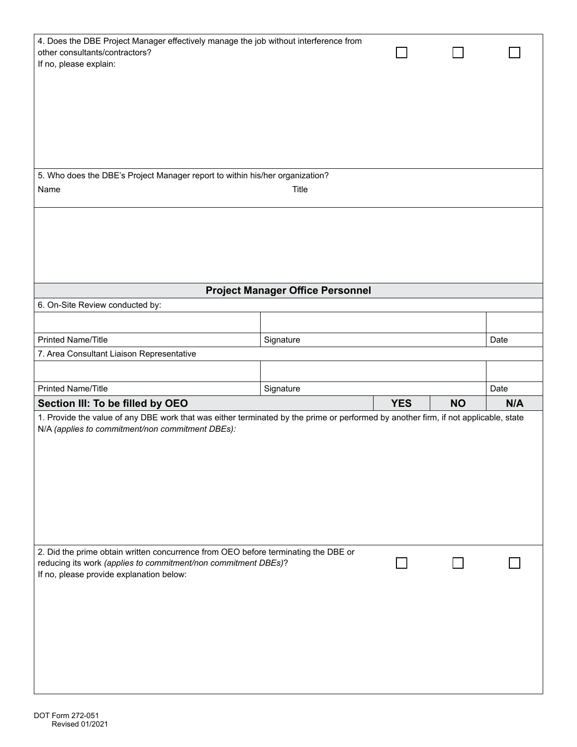| | | | |
|---|---|---|---|
| 4. Does the DBE Project Manager effectively manage the job without interference from other consultants/contractors?<br>If no, please explain: | ☐ | ☐ | ☐ |

5. Who does the DBE's Project Manager report to within his/her organization?

| Name | Title |
|---|---|
| | |

## Project Manager Office Personnel

6. On-Site Review conducted by:

| | | |
|---|---|---|
| | | |
| Printed Name/Title | Signature | Date |

7. Area Consultant Liaison Representative

| | | |
|---|---|---|
| | | |
| Printed Name/Title | Signature | Date |

| **Section III: To be filled by OEO** | **YES** | **NO** | **N/A** |
|---|---|---|---|
| 1. Provide the value of any DBE work that was either terminated by the prime or performed by another firm, if not applicable, state N/A *(applies to commitment/non commitment DBEs):* | | | |
| 2. Did the prime obtain written concurrence from OEO before terminating the DBE or reducing its work *(applies to commitment/non commitment DBEs)*?<br>If no, please provide explanation below: | ☐ | ☐ | ☐ |

DOT Form 272-051
Revised 01/2021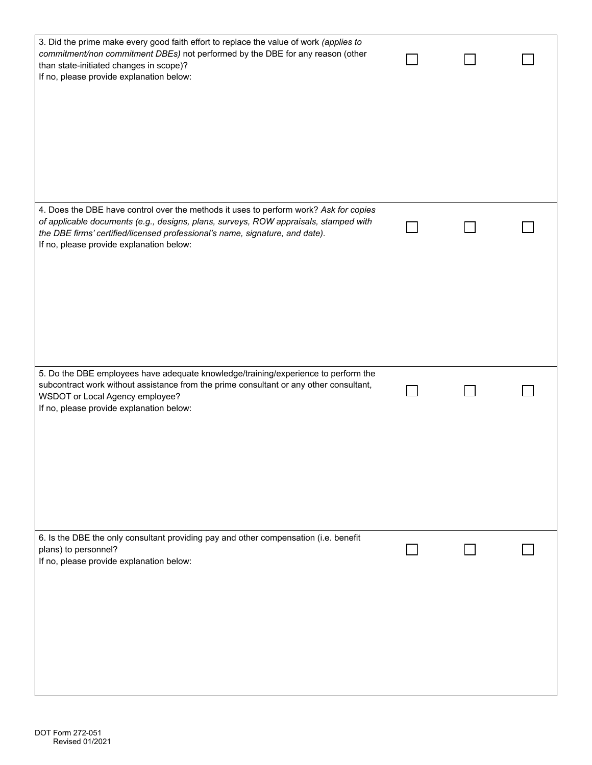| | | | |
|---|---|---|---|
| 3. Did the prime make every good faith effort to replace the value of work *(applies to commitment/non commitment DBEs)* not performed by the DBE for any reason (other than state-initiated changes in scope)?<br>If no, please provide explanation below: | ☐ | ☐ | ☐ |
| 4. Does the DBE have control over the methods it uses to perform work? *Ask for copies of applicable documents (e.g., designs, plans, surveys, ROW appraisals, stamped with the DBE firms' certified/licensed professional's name, signature, and date).*<br>If no, please provide explanation below: | ☐ | ☐ | ☐ |
| 5. Do the DBE employees have adequate knowledge/training/experience to perform the subcontract work without assistance from the prime consultant or any other consultant, WSDOT or Local Agency employee?<br>If no, please provide explanation below: | ☐ | ☐ | ☐ |
| 6. Is the DBE the only consultant providing pay and other compensation (i.e. benefit plans) to personnel?<br>If no, please provide explanation below: | ☐ | ☐ | ☐ |

DOT Form 272-051
Revised 01/2021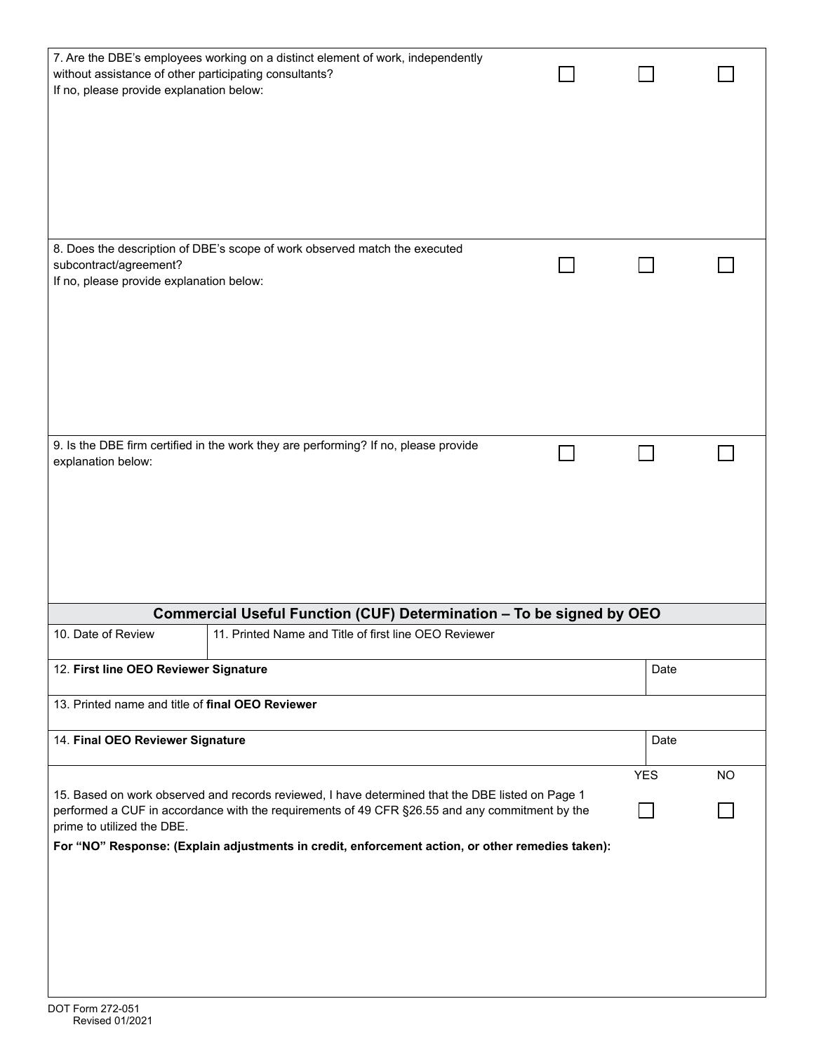| | | | |
|---|---|---|---|
| 7. Are the DBE's employees working on a distinct element of work, independently without assistance of other participating consultants?<br>If no, please provide explanation below: | ☐ | ☐ | ☐ |
| 8. Does the description of DBE's scope of work observed match the executed subcontract/agreement?<br>If no, please provide explanation below: | ☐ | ☐ | ☐ |
| 9. Is the DBE firm certified in the work they are performing? If no, please provide explanation below: | ☐ | ☐ | ☐ |

## Commercial Useful Function (CUF) Determination – To be signed by OEO

| | | |
|---|---|---|
| 10. Date of Review | 11. Printed Name and Title of first line OEO Reviewer | |
| 12. **First line OEO Reviewer Signature** | | Date |
| 13. Printed name and title of **final OEO Reviewer** | | |
| 14. **Final OEO Reviewer Signature** | | Date |

| | YES | NO |
|---|---|---|
| 15. Based on work observed and records reviewed, I have determined that the DBE listed on Page 1 performed a CUF in accordance with the requirements of 49 CFR §26.55 and any commitment by the prime to utilized the DBE. | ☐ | ☐ |

**For "NO" Response: (Explain adjustments in credit, enforcement action, or other remedies taken):**

DOT Form 272-051
Revised 01/2021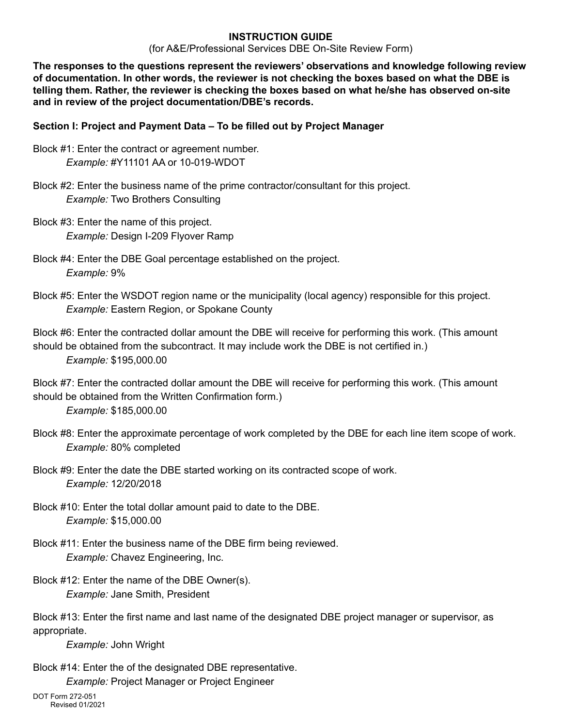**INSTRUCTION GUIDE**

(for A&E/Professional Services DBE On-Site Review Form)

**The responses to the questions represent the reviewers' observations and knowledge following review of documentation. In other words, the reviewer is not checking the boxes based on what the DBE is telling them. Rather, the reviewer is checking the boxes based on what he/she has observed on-site and in review of the project documentation/DBE's records.**

**Section I: Project and Payment Data – To be filled out by Project Manager**

Block #1: Enter the contract or agreement number.
*Example:* #Y11101 AA or 10-019-WDOT

Block #2: Enter the business name of the prime contractor/consultant for this project.
*Example:* Two Brothers Consulting

Block #3: Enter the name of this project.
*Example:* Design I-209 Flyover Ramp

Block #4: Enter the DBE Goal percentage established on the project.
*Example:* 9%

Block #5: Enter the WSDOT region name or the municipality (local agency) responsible for this project.
*Example:* Eastern Region, or Spokane County

Block #6: Enter the contracted dollar amount the DBE will receive for performing this work. (This amount should be obtained from the subcontract. It may include work the DBE is not certified in.)
*Example:* $195,000.00

Block #7: Enter the contracted dollar amount the DBE will receive for performing this work. (This amount should be obtained from the Written Confirmation form.)
*Example:* $185,000.00

Block #8: Enter the approximate percentage of work completed by the DBE for each line item scope of work.
*Example:* 80% completed

Block #9: Enter the date the DBE started working on its contracted scope of work.
*Example:* 12/20/2018

Block #10: Enter the total dollar amount paid to date to the DBE.
*Example:* $15,000.00

Block #11: Enter the business name of the DBE firm being reviewed.
*Example:* Chavez Engineering, Inc.

Block #12: Enter the name of the DBE Owner(s).
*Example:* Jane Smith, President

Block #13: Enter the first name and last name of the designated DBE project manager or supervisor, as appropriate.
*Example:* John Wright

Block #14: Enter the of the designated DBE representative.
*Example:* Project Manager or Project Engineer

DOT Form 272-051
Revised 01/2021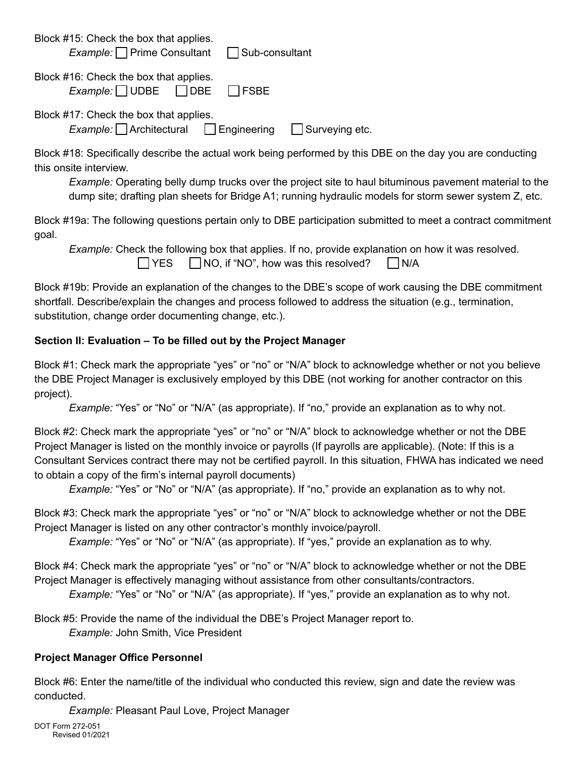Block #15: Check the box that applies.

*Example:* ☐ Prime Consultant ☐ Sub-consultant

Block #16: Check the box that applies.

*Example:* ☐ UDBE ☐ DBE ☐ FSBE

Block #17: Check the box that applies.

*Example:* ☐ Architectural ☐ Engineering ☐ Surveying etc.

Block #18: Specifically describe the actual work being performed by this DBE on the day you are conducting this onsite interview.

*Example:* Operating belly dump trucks over the project site to haul bituminous pavement material to the dump site; drafting plan sheets for Bridge A1; running hydraulic models for storm sewer system Z, etc.

Block #19a: The following questions pertain only to DBE participation submitted to meet a contract commitment goal.

*Example:* Check the following box that applies. If no, provide explanation on how it was resolved.

☐ YES ☐ NO, if "NO", how was this resolved? ☐ N/A

Block #19b: Provide an explanation of the changes to the DBE's scope of work causing the DBE commitment shortfall. Describe/explain the changes and process followed to address the situation (e.g., termination, substitution, change order documenting change, etc.).

**Section II: Evaluation – To be filled out by the Project Manager**

Block #1: Check mark the appropriate "yes" or "no" or "N/A" block to acknowledge whether or not you believe the DBE Project Manager is exclusively employed by this DBE (not working for another contractor on this project).

*Example:* "Yes" or "No" or "N/A" (as appropriate). If "no," provide an explanation as to why not.

Block #2: Check mark the appropriate "yes" or "no" or "N/A" block to acknowledge whether or not the DBE Project Manager is listed on the monthly invoice or payrolls (If payrolls are applicable). (Note: If this is a Consultant Services contract there may not be certified payroll. In this situation, FHWA has indicated we need to obtain a copy of the firm's internal payroll documents)

*Example:* "Yes" or "No" or "N/A" (as appropriate). If "no," provide an explanation as to why not.

Block #3: Check mark the appropriate "yes" or "no" or "N/A" block to acknowledge whether or not the DBE Project Manager is listed on any other contractor's monthly invoice/payroll.

*Example:* "Yes" or "No" or "N/A" (as appropriate). If "yes," provide an explanation as to why.

Block #4: Check mark the appropriate "yes" or "no" or "N/A" block to acknowledge whether or not the DBE Project Manager is effectively managing without assistance from other consultants/contractors.

*Example:* "Yes" or "No" or "N/A" (as appropriate). If "yes," provide an explanation as to why not.

Block #5: Provide the name of the individual the DBE's Project Manager report to.

*Example:* John Smith, Vice President

**Project Manager Office Personnel**

Block #6: Enter the name/title of the individual who conducted this review, sign and date the review was conducted.

*Example:* Pleasant Paul Love, Project Manager

DOT Form 272-051
Revised 01/2021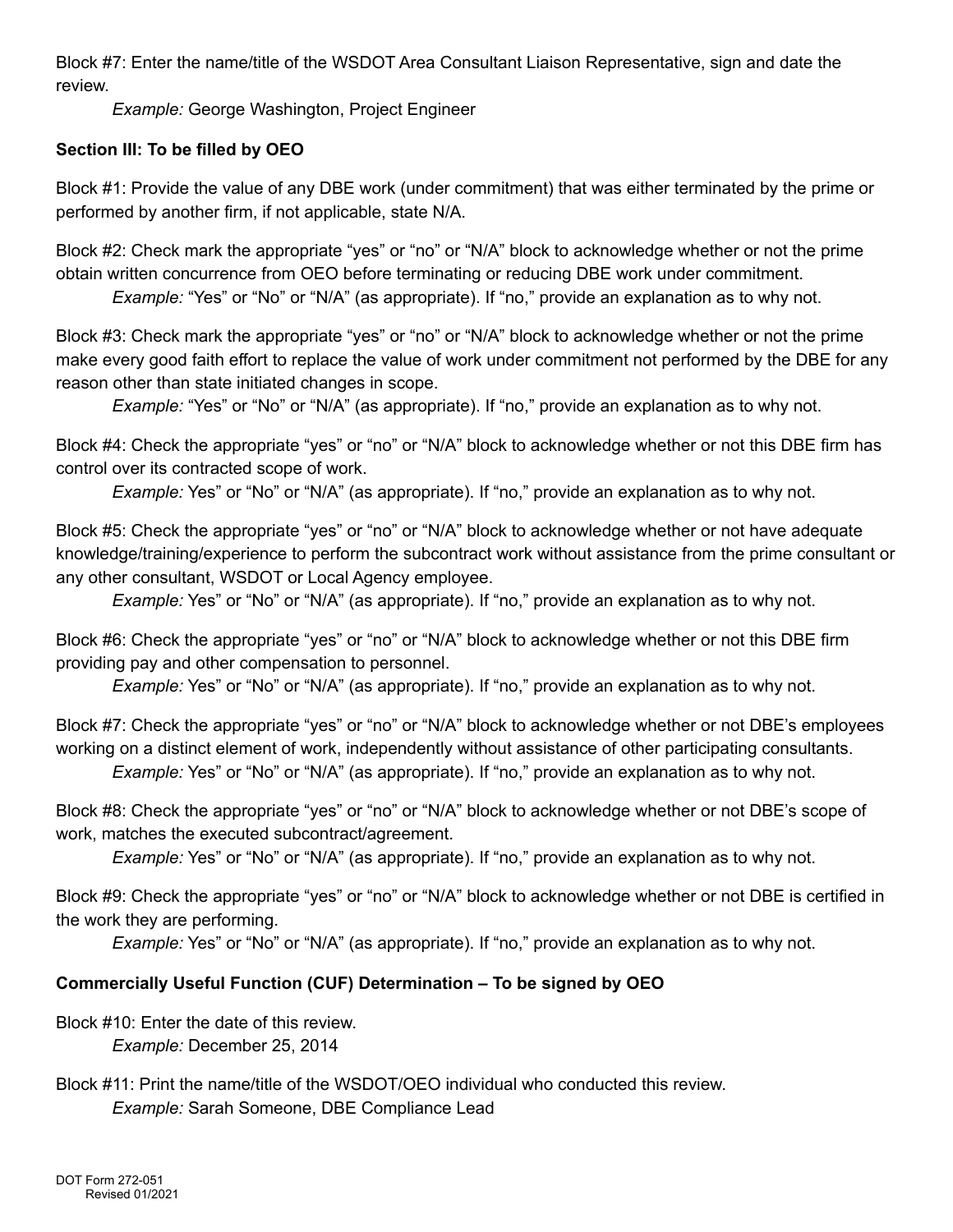Block #7: Enter the name/title of the WSDOT Area Consultant Liaison Representative, sign and date the review.

*Example:* George Washington, Project Engineer

**Section III: To be filled by OEO**

Block #1: Provide the value of any DBE work (under commitment) that was either terminated by the prime or performed by another firm, if not applicable, state N/A.

Block #2: Check mark the appropriate "yes" or "no" or "N/A" block to acknowledge whether or not the prime obtain written concurrence from OEO before terminating or reducing DBE work under commitment.

*Example:* "Yes" or "No" or "N/A" (as appropriate). If "no," provide an explanation as to why not.

Block #3: Check mark the appropriate "yes" or "no" or "N/A" block to acknowledge whether or not the prime make every good faith effort to replace the value of work under commitment not performed by the DBE for any reason other than state initiated changes in scope.

*Example:* "Yes" or "No" or "N/A" (as appropriate). If "no," provide an explanation as to why not.

Block #4: Check the appropriate "yes" or "no" or "N/A" block to acknowledge whether or not this DBE firm has control over its contracted scope of work.

*Example:* Yes" or "No" or "N/A" (as appropriate). If "no," provide an explanation as to why not.

Block #5: Check the appropriate "yes" or "no" or "N/A" block to acknowledge whether or not have adequate knowledge/training/experience to perform the subcontract work without assistance from the prime consultant or any other consultant, WSDOT or Local Agency employee.

*Example:* Yes" or "No" or "N/A" (as appropriate). If "no," provide an explanation as to why not.

Block #6: Check the appropriate "yes" or "no" or "N/A" block to acknowledge whether or not this DBE firm providing pay and other compensation to personnel.

*Example:* Yes" or "No" or "N/A" (as appropriate). If "no," provide an explanation as to why not.

Block #7: Check the appropriate "yes" or "no" or "N/A" block to acknowledge whether or not DBE's employees working on a distinct element of work, independently without assistance of other participating consultants.

*Example:* Yes" or "No" or "N/A" (as appropriate). If "no," provide an explanation as to why not.

Block #8: Check the appropriate "yes" or "no" or "N/A" block to acknowledge whether or not DBE's scope of work, matches the executed subcontract/agreement.

*Example:* Yes" or "No" or "N/A" (as appropriate). If "no," provide an explanation as to why not.

Block #9: Check the appropriate "yes" or "no" or "N/A" block to acknowledge whether or not DBE is certified in the work they are performing.

*Example:* Yes" or "No" or "N/A" (as appropriate). If "no," provide an explanation as to why not.

**Commercially Useful Function (CUF) Determination – To be signed by OEO**

Block #10: Enter the date of this review.

*Example:* December 25, 2014

Block #11: Print the name/title of the WSDOT/OEO individual who conducted this review.

*Example:* Sarah Someone, DBE Compliance Lead

DOT Form 272-051
Revised 01/2021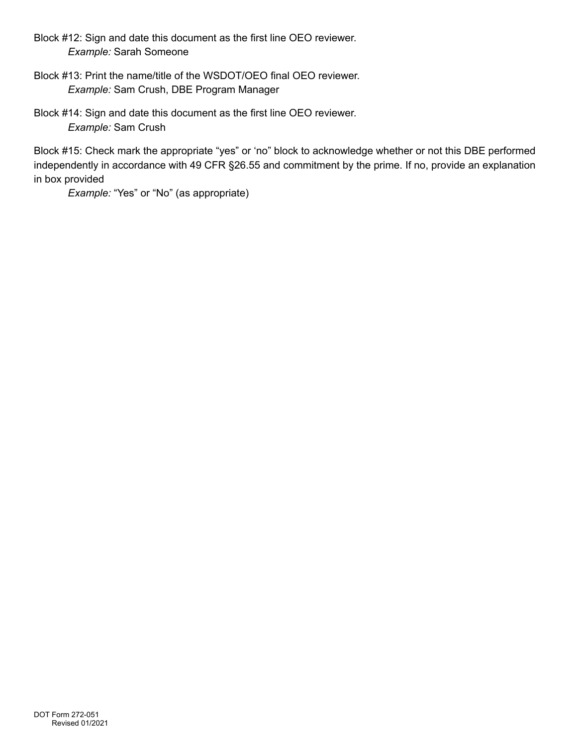Block #12: Sign and date this document as the first line OEO reviewer.
*Example:* Sarah Someone

Block #13: Print the name/title of the WSDOT/OEO final OEO reviewer.
*Example:* Sam Crush, DBE Program Manager

Block #14: Sign and date this document as the first line OEO reviewer.
*Example:* Sam Crush

Block #15: Check mark the appropriate "yes" or 'no" block to acknowledge whether or not this DBE performed independently in accordance with 49 CFR §26.55 and commitment by the prime. If no, provide an explanation in box provided
*Example:* "Yes" or "No" (as appropriate)

DOT Form 272-051
Revised 01/2021